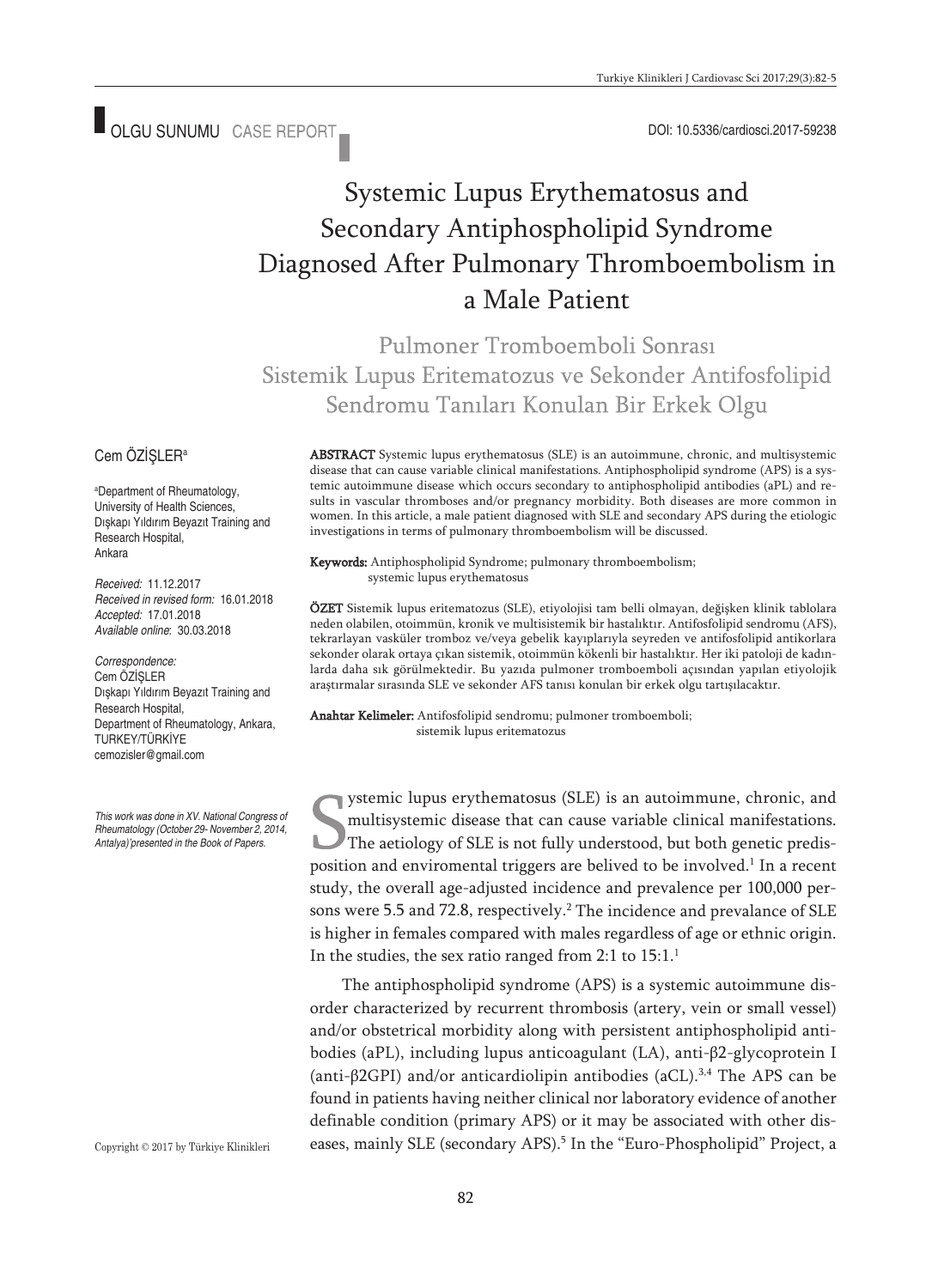OLGU SUNUMU CASE REPORT

DOI: 10.5336/cardiosci.2017-59238

# Systemic Lupus Erythematosus and Secondary Antiphospholipid Syndrome Diagnosed After Pulmonary Thromboembolism in a Male Patient

## Pulmoner Tromboemboli Sonrası Sistemik Lupus Eritematozus ve Sekonder Antifosfolipid Sendromu Tanıları Konulan Bir Erkek Olgu

Cem ÖZİŞLER[a]

[a]Department of Rheumatology, University of Health Sciences, Dışkapı Yıldırım Beyazıt Training and Research Hospital, Ankara

*Received:* 11.12.2017
*Received in revised form:* 16.01.2018
*Accepted:* 17.01.2018
*Available online*: 30.03.2018

*Correspondence:*
Cem ÖZİŞLER
Dışkapı Yıldırım Beyazıt Training and Research Hospital, Department of Rheumatology, Ankara, TURKEY/TÜRKİYE
cemozisler@gmail.com

*This work was done in XV. National Congress of Rheumatology (October 29- November 2, 2014, Antalya)'presented in the Book of Papers.*

Copyright © 2017 by Türkiye Klinikleri

**ABSTRACT** Systemic lupus erythematosus (SLE) is an autoimmune, chronic, and multisystemic disease that can cause variable clinical manifestations. Antiphospholipid syndrome (APS) is a systemic autoimmune disease which occurs secondary to antiphospholipid antibodies (aPL) and results in vascular thromboses and/or pregnancy morbidity. Both diseases are more common in women. In this article, a male patient diagnosed with SLE and secondary APS during the etiologic investigations in terms of pulmonary thromboembolism will be discussed.

**Keywords:** Antiphospholipid Syndrome; pulmonary thromboembolism; systemic lupus erythematosus

**ÖZET** Sistemik lupus eritematozus (SLE), etiyolojisi tam belli olmayan, değişken klinik tablolara neden olabilen, otoimmün, kronik ve multisistemik bir hastalıktır. Antifosfolipid sendromu (AFS), tekrarlayan vasküler tromboz ve/veya gebelik kayıplarıyla seyreden ve antifosfolipid antikorlara sekonder olarak ortaya çıkan sistemik, otoimmün kökenli bir hastalıktır. Her iki patoloji de kadınlarda daha sık görülmektedir. Bu yazıda pulmoner tromboemboli açısından yapılan etiyolojik araştırmalar sırasında SLE ve sekonder AFS tanısı konulan bir erkek olgu tartışılacaktır.

**Anahtar Kelimeler:** Antifosfolipid sendromu; pulmoner tromboemboli; sistemik lupus eritematozus

Systemic lupus erythematosus (SLE) is an autoimmune, chronic, and multisystemic disease that can cause variable clinical manifestations. The aetiology of SLE is not fully understood, but both genetic predisposition and enviromental triggers are belived to be involved.[1] In a recent study, the overall age-adjusted incidence and prevalence per 100,000 persons were 5.5 and 72.8, respectively.[2] The incidence and prevalance of SLE is higher in females compared with males regardless of age or ethnic origin. In the studies, the sex ratio ranged from 2:1 to 15:1.[1]

The antiphospholipid syndrome (APS) is a systemic autoimmune disorder characterized by recurrent thrombosis (artery, vein or small vessel) and/or obstetrical morbidity along with persistent antiphospholipid antibodies (aPL), including lupus anticoagulant (LA), anti-β2-glycoprotein I (anti-β2GPI) and/or anticardiolipin antibodies (aCL).[3,4] The APS can be found in patients having neither clinical nor laboratory evidence of another definable condition (primary APS) or it may be associated with other diseases, mainly SLE (secondary APS).[5] In the "Euro-Phospholipid" Project, a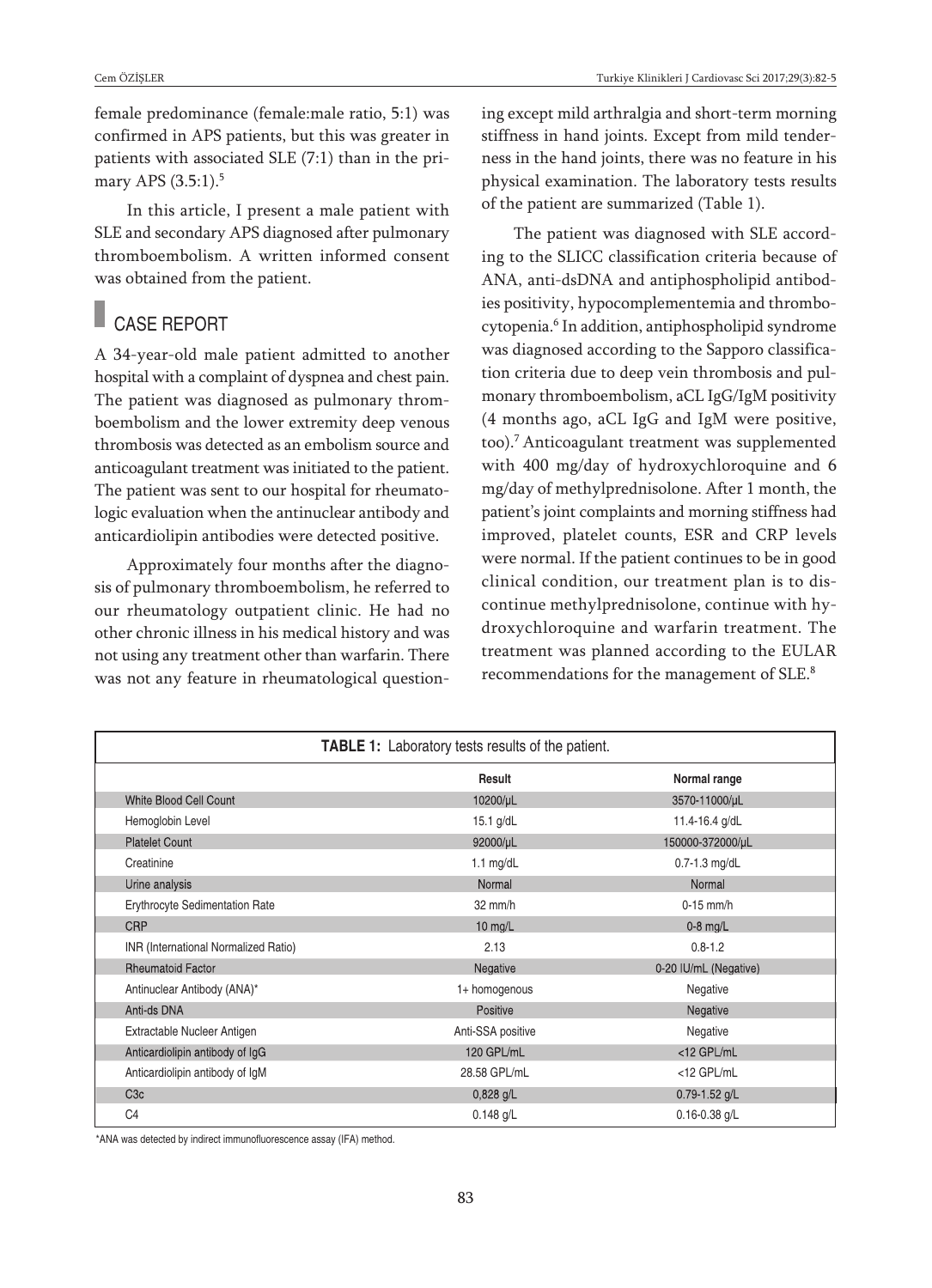female predominance (female:male ratio, 5:1) was confirmed in APS patients, but this was greater in patients with associated SLE (7:1) than in the primary APS (3.5:1).[5]

In this article, I present a male patient with SLE and secondary APS diagnosed after pulmonary thromboembolism. A written informed consent was obtained from the patient.

## CASE REPORT

A 34-year-old male patient admitted to another hospital with a complaint of dyspnea and chest pain. The patient was diagnosed as pulmonary thromboembolism and the lower extremity deep venous thrombosis was detected as an embolism source and anticoagulant treatment was initiated to the patient. The patient was sent to our hospital for rheumatologic evaluation when the antinuclear antibody and anticardiolipin antibodies were detected positive.

Approximately four months after the diagnosis of pulmonary thromboembolism, he referred to our rheumatology outpatient clinic. He had no other chronic illness in his medical history and was not using any treatment other than warfarin. There was not any feature in rheumatological questioning except mild arthralgia and short-term morning stiffness in hand joints. Except from mild tenderness in the hand joints, there was no feature in his physical examination. The laboratory tests results of the patient are summarized (Table 1).

The patient was diagnosed with SLE according to the SLICC classification criteria because of ANA, anti-dsDNA and antiphospholipid antibodies positivity, hypocomplementemia and thrombocytopenia.[6] In addition, antiphospholipid syndrome was diagnosed according to the Sapporo classification criteria due to deep vein thrombosis and pulmonary thromboembolism, aCL IgG/IgM positivity (4 months ago, aCL IgG and IgM were positive, too).[7] Anticoagulant treatment was supplemented with 400 mg/day of hydroxychloroquine and 6 mg/day of methylprednisolone. After 1 month, the patient's joint complaints and morning stiffness had improved, platelet counts, ESR and CRP levels were normal. If the patient continues to be in good clinical condition, our treatment plan is to discontinue methylprednisolone, continue with hydroxychloroquine and warfarin treatment. The treatment was planned according to the EULAR recommendations for the management of SLE.[8]

**TABLE 1:** Laboratory tests results of the patient.

| | Result | Normal range |
|---|---|---|
| White Blood Cell Count | 10200/µL | 3570-11000/µL |
| Hemoglobin Level | 15.1 g/dL | 11.4-16.4 g/dL |
| Platelet Count | 92000/µL | 150000-372000/µL |
| Creatinine | 1.1 mg/dL | 0.7-1.3 mg/dL |
| Urine analysis | Normal | Normal |
| Erythrocyte Sedimentation Rate | 32 mm/h | 0-15 mm/h |
| CRP | 10 mg/L | 0-8 mg/L |
| INR (International Normalized Ratio) | 2.13 | 0.8-1.2 |
| Rheumatoid Factor | Negative | 0-20 IU/mL (Negative) |
| Antinuclear Antibody (ANA)* | 1+ homogenous | Negative |
| Anti-ds DNA | Positive | Negative |
| Extractable Nucleer Antigen | Anti-SSA positive | Negative |
| Anticardiolipin antibody of IgG | 120 GPL/mL | <12 GPL/mL |
| Anticardiolipin antibody of IgM | 28.58 GPL/mL | <12 GPL/mL |
| C3c | 0,828 g/L | 0.79-1.52 g/L |
| C4 | 0.148 g/L | 0.16-0.38 g/L |

*ANA was detected by indirect immunofluorescence assay (IFA) method.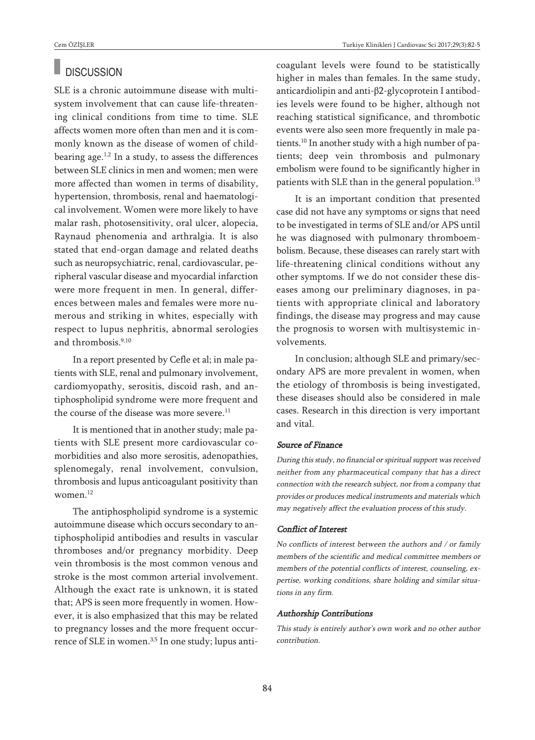## DISCUSSION

SLE is a chronic autoimmune disease with multisystem involvement that can cause life-threatening clinical conditions from time to time. SLE affects women more often than men and it is commonly known as the disease of women of childbearing age.[1,2] In a study, to assess the differences between SLE clinics in men and women; men were more affected than women in terms of disability, hypertension, thrombosis, renal and haematological involvement. Women were more likely to have malar rash, photosensitivity, oral ulcer, alopecia, Raynaud phenomenia and arthralgia. It is also stated that end-organ damage and related deaths such as neuropsychiatric, renal, cardiovascular, peripheral vascular disease and myocardial infarction were more frequent in men. In general, differences between males and females were more numerous and striking in whites, especially with respect to lupus nephritis, abnormal serologies and thrombosis.[9,10]

In a report presented by Cefle et al; in male patients with SLE, renal and pulmonary involvement, cardiomyopathy, serositis, discoid rash, and antiphospholipid syndrome were more frequent and the course of the disease was more severe.[11]

It is mentioned that in another study; male patients with SLE present more cardiovascular comorbidities and also more serositis, adenopathies, splenomegaly, renal involvement, convulsion, thrombosis and lupus anticoagulant positivity than women.[12]

The antiphospholipid syndrome is a systemic autoimmune disease which occurs secondary to antiphospholipid antibodies and results in vascular thromboses and/or pregnancy morbidity. Deep vein thrombosis is the most common venous and stroke is the most common arterial involvement. Although the exact rate is unknown, it is stated that; APS is seen more frequently in women. However, it is also emphasized that this may be related to pregnancy losses and the more frequent occurrence of SLE in women.[3,5] In one study; lupus anticoagulant levels were found to be statistically higher in males than females. In the same study, anticardiolipin and anti-β2-glycoprotein I antibodies levels were found to be higher, although not reaching statistical significance, and thrombotic events were also seen more frequently in male patients.[10] In another study with a high number of patients; deep vein thrombosis and pulmonary embolism were found to be significantly higher in patients with SLE than in the general population.[13]

It is an important condition that presented case did not have any symptoms or signs that need to be investigated in terms of SLE and/or APS until he was diagnosed with pulmonary thromboembolism. Because, these diseases can rarely start with life-threatening clinical conditions without any other symptoms. If we do not consider these diseases among our preliminary diagnoses, in patients with appropriate clinical and laboratory findings, the disease may progress and may cause the prognosis to worsen with multisystemic involvements.

In conclusion; although SLE and primary/secondary APS are more prevalent in women, when the etiology of thrombosis is being investigated, these diseases should also be considered in male cases. Research in this direction is very important and vital.

#### Source of Finance

*During this study, no financial or spiritual support was received neither from any pharmaceutical company that has a direct connection with the research subject, nor from a company that provides or produces medical instruments and materials which may negatively affect the evaluation process of this study.*

#### Conflict of Interest

*No conflicts of interest between the authors and / or family members of the scientific and medical committee members or members of the potential conflicts of interest, counseling, expertise, working conditions, share holding and similar situations in any firm.*

#### Authorship Contributions

*This study is entirely author's own work and no other author contribution.*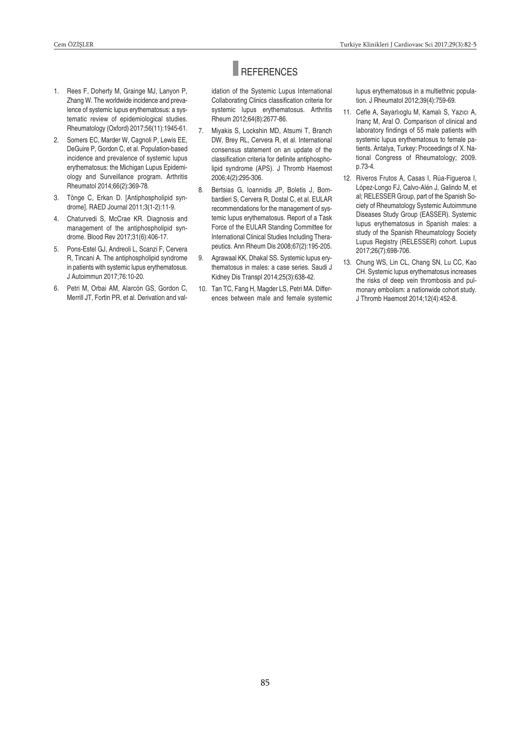## REFERENCES

1. Rees F, Doherty M, Grainge MJ, Lanyon P, Zhang W. The worldwide incidence and prevalence of systemic lupus erythematosus: a systematic review of epidemiological studies. Rheumatology (Oxford) 2017;56(11):1945-61.
2. Somers EC, Marder W, Cagnoli P, Lewis EE, DeGuire P, Gordon C, et al. Population-based incidence and prevalence of systemic lupus erythematosus: the Michigan Lupus Epidemiology and Surveillance program. Arthritis Rheumatol 2014;66(2):369-78.
3. Tönge C, Erkan D. [Antiphospholipid syndrome]. RAED Journal 2011;3(1-2):11-9.
4. Chaturvedi S, McCrae KR. Diagnosis and management of the antiphospholipid syndrome. Blood Rev 2017;31(6):406-17.
5. Pons-Estel GJ, Andreoli L, Scanzi F, Cervera R, Tincani A. The antiphospholipid syndrome in patients with systemic lupus erythematosus. J Autoimmun 2017;76:10-20.
6. Petri M, Orbai AM, Alarcón GS, Gordon C, Merrill JT, Fortin PR, et al. Derivation and validation of the Systemic Lupus International Collaborating Clinics classification criteria for systemic lupus erythematosus. Arthritis Rheum 2012;64(8):2677-86.
7. Miyakis S, Lockshin MD, Atsumi T, Branch DW, Brey RL, Cervera R, et al. International consensus statement on an update of the classification criteria for definite antiphospholipid syndrome (APS). J Thromb Haemost 2006;4(2):295-306.
8. Bertsias G, Ioannidis JP, Boletis J, Bombardieri S, Cervera R, Dostal C, et al. EULAR recommendations for the management of systemic lupus erythematosus. Report of a Task Force of the EULAR Standing Committee for International Clinical Studies Including Therapeutics. Ann Rheum Dis 2008;67(2):195-205.
9. Agrawaal KK, Dhakal SS. Systemic lupus erythematosus in males: a case series. Saudi J Kidney Dis Transpl 2014;25(3):638-42.
10. Tan TC, Fang H, Magder LS, Petri MA. Differences between male and female systemic lupus erythematosus in a multiethnic population. J Rheumatol 2012;39(4):759-69.
11. Cefle A, Sayarlıoglu M, Kamalı S, Yazıcı A, Inanç M, Aral O. Comparison of clinical and laboratory findings of 55 male patients with systemic lupus erythematosus to female patients. Antalya, Turkey: Proceedings of X. National Congress of Rheumatology; 2009. p.73-4.
12. Riveros Frutos A, Casas I, Rúa-Figueroa I, López-Longo FJ, Calvo-Alén J, Galindo M, et al; RELESSER Group, part of the Spanish Society of Rheumatology Systemic Autoimmune Diseases Study Group (EASSER). Systemic lupus erythematosus in Spanish males: a study of the Spanish Rheumatology Society Lupus Registry (RELESSER) cohort. Lupus 2017;26(7):698-706.
13. Chung WS, Lin CL, Chang SN, Lu CC, Kao CH. Systemic lupus erythematosus increases the risks of deep vein thrombosis and pulmonary embolism: a nationwide cohort study. J Thromb Haemost 2014;12(4):452-8.